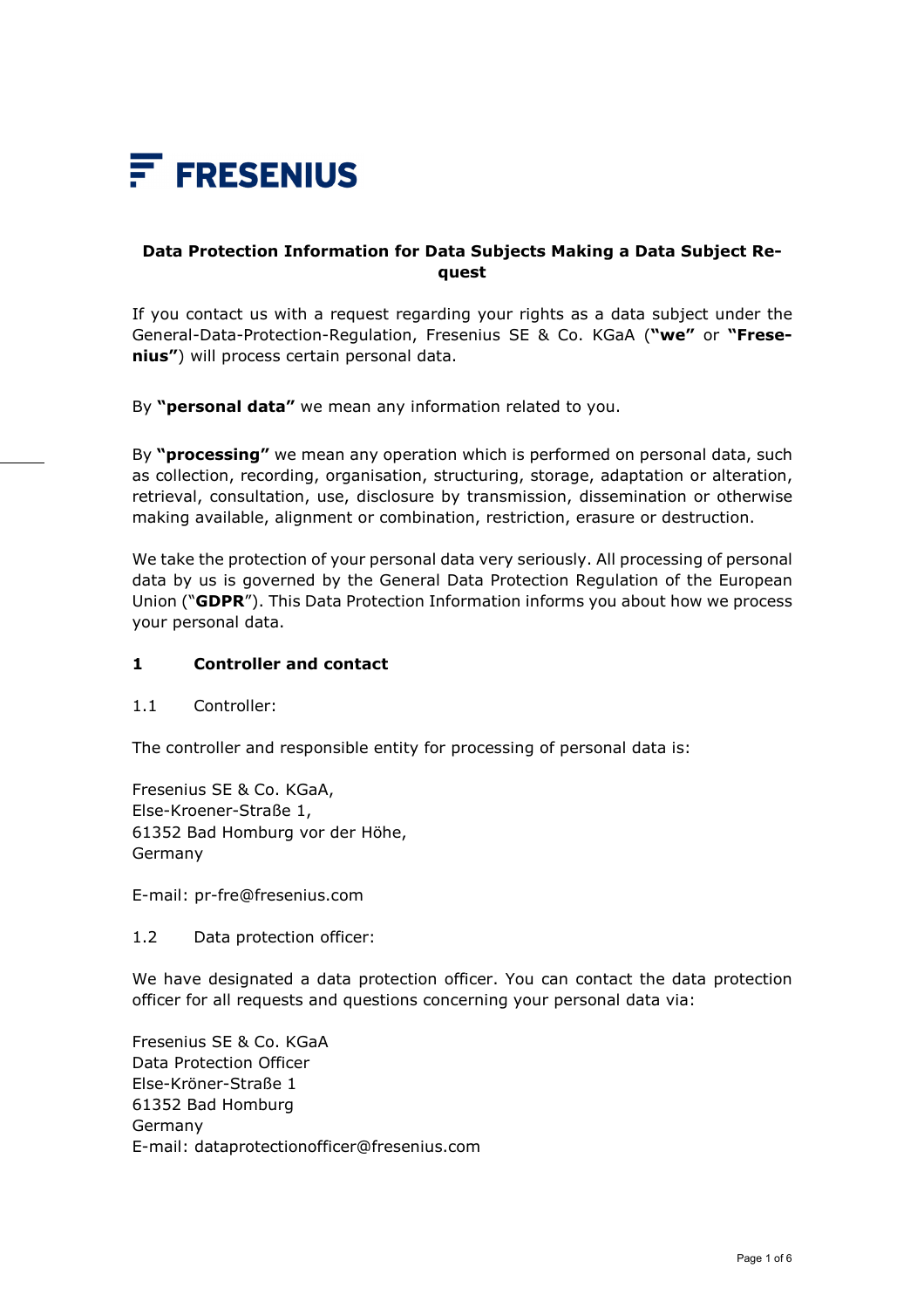FRESENIUS

# Data Protection Information for Data Subjects Making a Data Subject Request

If you contact us with a request regarding your rights as a data subject under the General-Data-Protection-Regulation, Fresenius SE & Co. KGaA (**"we"** or **"Fresenius"**) will process certain personal data.

By **"personal data"** we mean any information related to you.

By **"processing"** we mean any operation which is performed on personal data, such as collection, recording, organisation, structuring, storage, adaptation or alteration, retrieval, consultation, use, disclosure by transmission, dissemination or otherwise making available, alignment or combination, restriction, erasure or destruction.

We take the protection of your personal data very seriously. All processing of personal data by us is governed by the General Data Protection Regulation of the European Union ("**GDPR**"). This Data Protection Information informs you about how we process your personal data.

## 1 Controller and contact

1.1 Controller:

The controller and responsible entity for processing of personal data is:

Fresenius SE & Co. KGaA,
Else-Kroener-Straße 1,
61352 Bad Homburg vor der Höhe,
Germany

E-mail: pr-fre@fresenius.com

1.2 Data protection officer:

We have designated a data protection officer. You can contact the data protection officer for all requests and questions concerning your personal data via:

Fresenius SE & Co. KGaA
Data Protection Officer
Else-Kröner-Straße 1
61352 Bad Homburg
Germany
E-mail: dataprotectionofficer@fresenius.com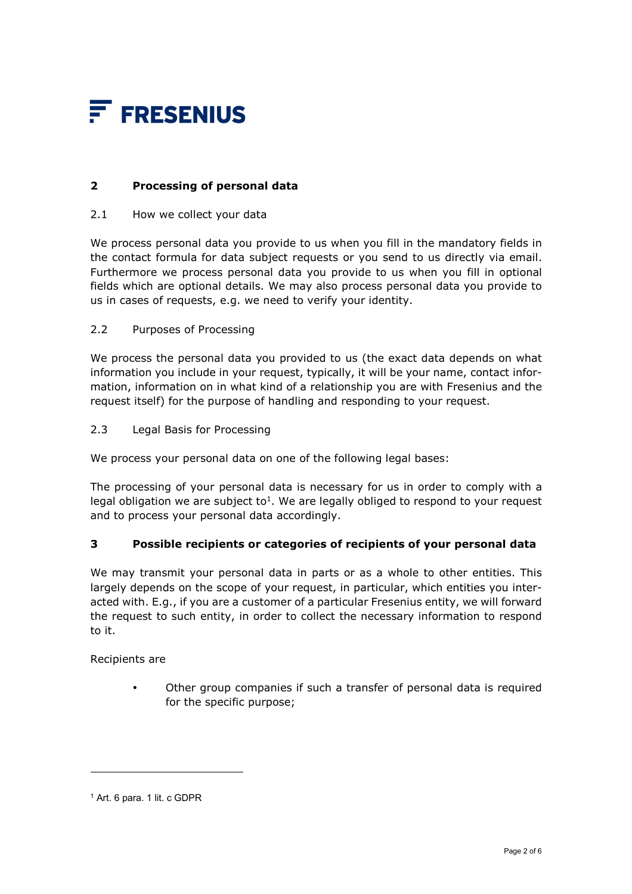## 2 Processing of personal data

### 2.1 How we collect your data

We process personal data you provide to us when you fill in the mandatory fields in the contact formula for data subject requests or you send to us directly via email. Furthermore we process personal data you provide to us when you fill in optional fields which are optional details. We may also process personal data you provide to us in cases of requests, e.g. we need to verify your identity.

### 2.2 Purposes of Processing

We process the personal data you provided to us (the exact data depends on what information you include in your request, typically, it will be your name, contact information, information on in what kind of a relationship you are with Fresenius and the request itself) for the purpose of handling and responding to your request.

### 2.3 Legal Basis for Processing

We process your personal data on one of the following legal bases:

The processing of your personal data is necessary for us in order to comply with a legal obligation we are subject to[1]. We are legally obliged to respond to your request and to process your personal data accordingly.

## 3 Possible recipients or categories of recipients of your personal data

We may transmit your personal data in parts or as a whole to other entities. This largely depends on the scope of your request, in particular, which entities you interacted with. E.g., if you are a customer of a particular Fresenius entity, we will forward the request to such entity, in order to collect the necessary information to respond to it.

Recipients are

- Other group companies if such a transfer of personal data is required for the specific purpose;

---

[1] Art. 6 para. 1 lit. c GDPR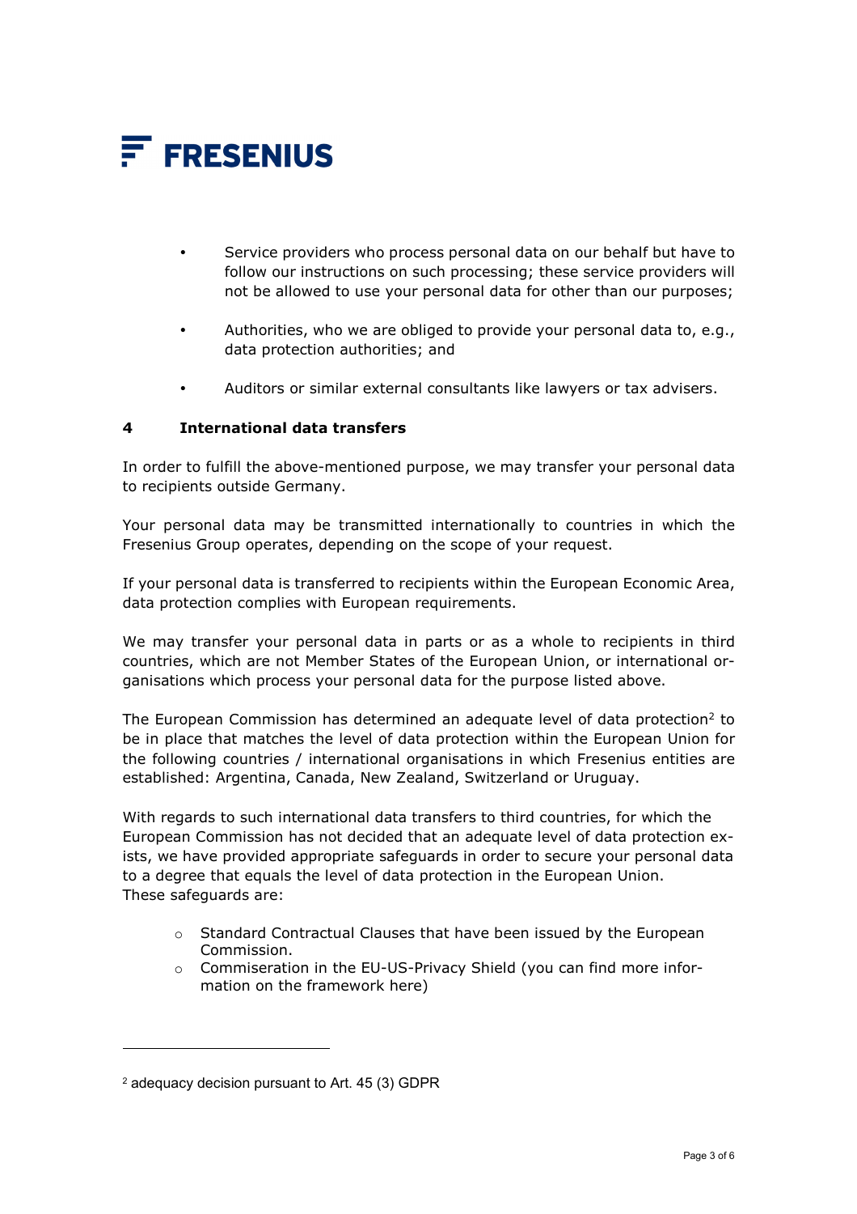- Service providers who process personal data on our behalf but have to follow our instructions on such processing; these service providers will not be allowed to use your personal data for other than our purposes;

- Authorities, who we are obliged to provide your personal data to, e.g., data protection authorities; and

- Auditors or similar external consultants like lawyers or tax advisers.

## 4 International data transfers

In order to fulfill the above-mentioned purpose, we may transfer your personal data to recipients outside Germany.

Your personal data may be transmitted internationally to countries in which the Fresenius Group operates, depending on the scope of your request.

If your personal data is transferred to recipients within the European Economic Area, data protection complies with European requirements.

We may transfer your personal data in parts or as a whole to recipients in third countries, which are not Member States of the European Union, or international organisations which process your personal data for the purpose listed above.

The European Commission has determined an adequate level of data protection[2] to be in place that matches the level of data protection within the European Union for the following countries / international organisations in which Fresenius entities are established: Argentina, Canada, New Zealand, Switzerland or Uruguay.

With regards to such international data transfers to third countries, for which the European Commission has not decided that an adequate level of data protection exists, we have provided appropriate safeguards in order to secure your personal data to a degree that equals the level of data protection in the European Union.
These safeguards are:

- Standard Contractual Clauses that have been issued by the European Commission.
- Commiseration in the EU-US-Privacy Shield (you can find more information on the framework here)

---

[2] adequacy decision pursuant to Art. 45 (3) GDPR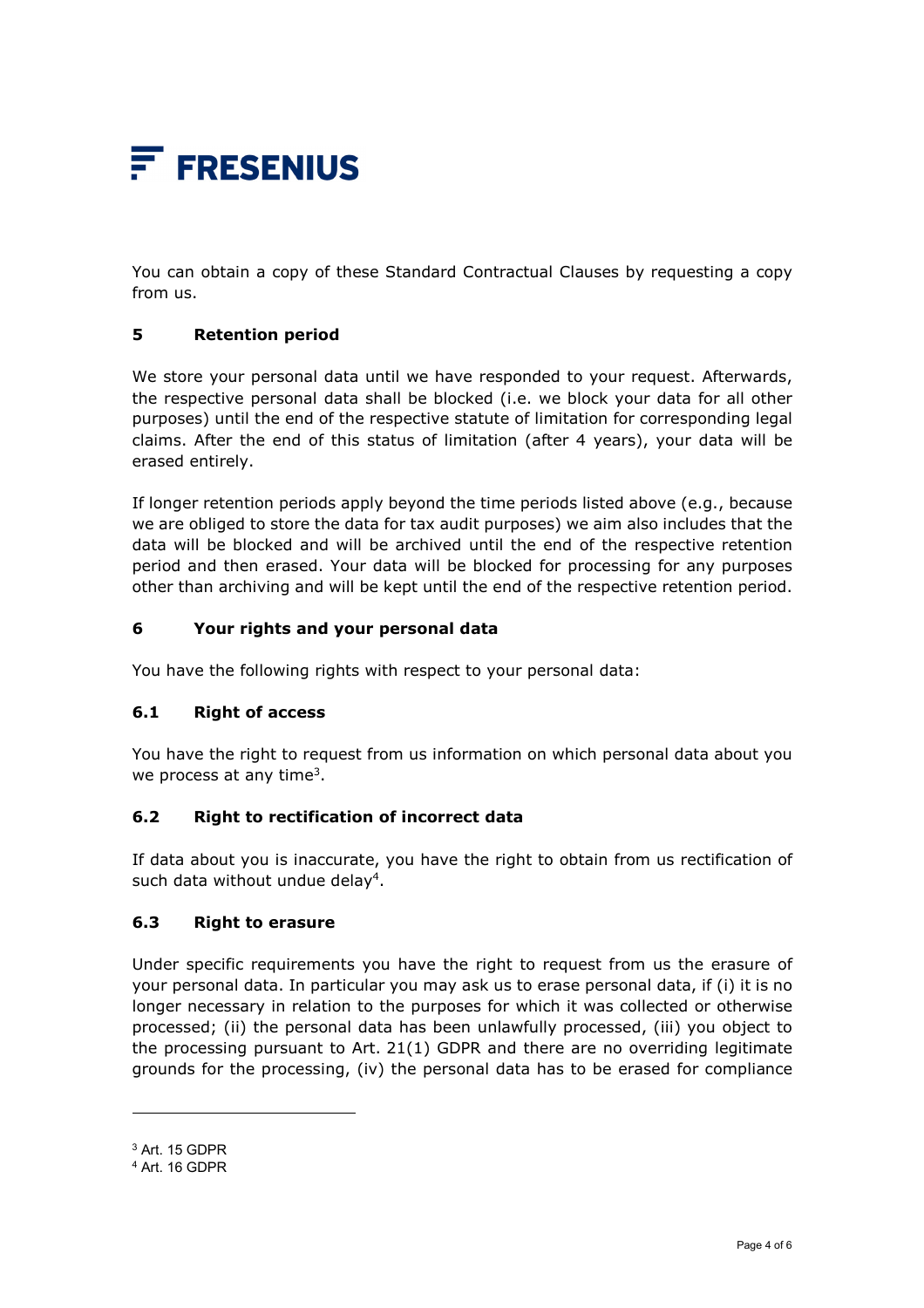You can obtain a copy of these Standard Contractual Clauses by requesting a copy from us.

## 5 Retention period

We store your personal data until we have responded to your request. Afterwards, the respective personal data shall be blocked (i.e. we block your data for all other purposes) until the end of the respective statute of limitation for corresponding legal claims. After the end of this status of limitation (after 4 years), your data will be erased entirely.

If longer retention periods apply beyond the time periods listed above (e.g., because we are obliged to store the data for tax audit purposes) we aim also includes that the data will be blocked and will be archived until the end of the respective retention period and then erased. Your data will be blocked for processing for any purposes other than archiving and will be kept until the end of the respective retention period.

## 6 Your rights and your personal data

You have the following rights with respect to your personal data:

### 6.1 Right of access

You have the right to request from us information on which personal data about you we process at any time[3].

### 6.2 Right to rectification of incorrect data

If data about you is inaccurate, you have the right to obtain from us rectification of such data without undue delay[4].

### 6.3 Right to erasure

Under specific requirements you have the right to request from us the erasure of your personal data. In particular you may ask us to erase personal data, if (i) it is no longer necessary in relation to the purposes for which it was collected or otherwise processed; (ii) the personal data has been unlawfully processed, (iii) you object to the processing pursuant to Art. 21(1) GDPR and there are no overriding legitimate grounds for the processing, (iv) the personal data has to be erased for compliance

---

[3] Art. 15 GDPR

[4] Art. 16 GDPR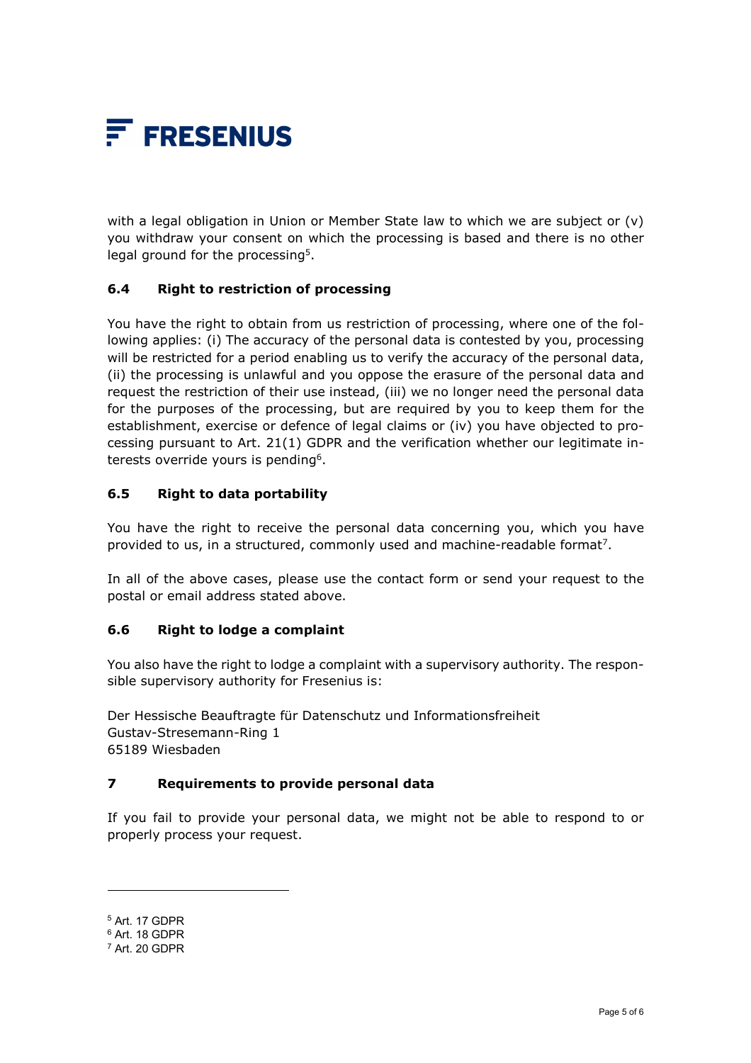with a legal obligation in Union or Member State law to which we are subject or (v) you withdraw your consent on which the processing is based and there is no other legal ground for the processing[5].

### 6.4 Right to restriction of processing

You have the right to obtain from us restriction of processing, where one of the following applies: (i) The accuracy of the personal data is contested by you, processing will be restricted for a period enabling us to verify the accuracy of the personal data, (ii) the processing is unlawful and you oppose the erasure of the personal data and request the restriction of their use instead, (iii) we no longer need the personal data for the purposes of the processing, but are required by you to keep them for the establishment, exercise or defence of legal claims or (iv) you have objected to processing pursuant to Art. 21(1) GDPR and the verification whether our legitimate interests override yours is pending[6].

### 6.5 Right to data portability

You have the right to receive the personal data concerning you, which you have provided to us, in a structured, commonly used and machine-readable format[7].

In all of the above cases, please use the contact form or send your request to the postal or email address stated above.

### 6.6 Right to lodge a complaint

You also have the right to lodge a complaint with a supervisory authority. The responsible supervisory authority for Fresenius is:

Der Hessische Beauftragte für Datenschutz und Informationsfreiheit
Gustav-Stresemann-Ring 1
65189 Wiesbaden

## 7 Requirements to provide personal data

If you fail to provide your personal data, we might not be able to respond to or properly process your request.

---

[5] Art. 17 GDPR
[6] Art. 18 GDPR
[7] Art. 20 GDPR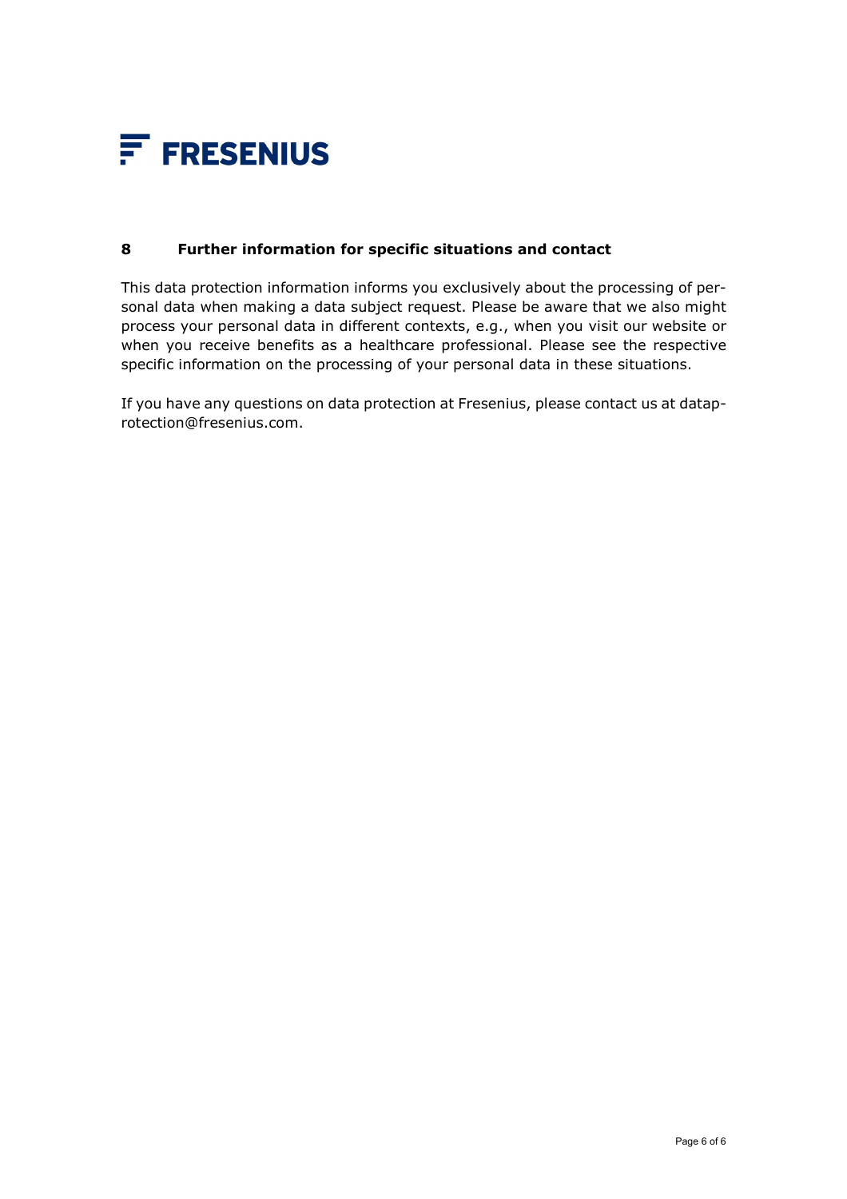## 8 Further information for specific situations and contact

This data protection information informs you exclusively about the processing of personal data when making a data subject request. Please be aware that we also might process your personal data in different contexts, e.g., when you visit our website or when you receive benefits as a healthcare professional. Please see the respective specific information on the processing of your personal data in these situations.

If you have any questions on data protection at Fresenius, please contact us at dataprotection@fresenius.com.